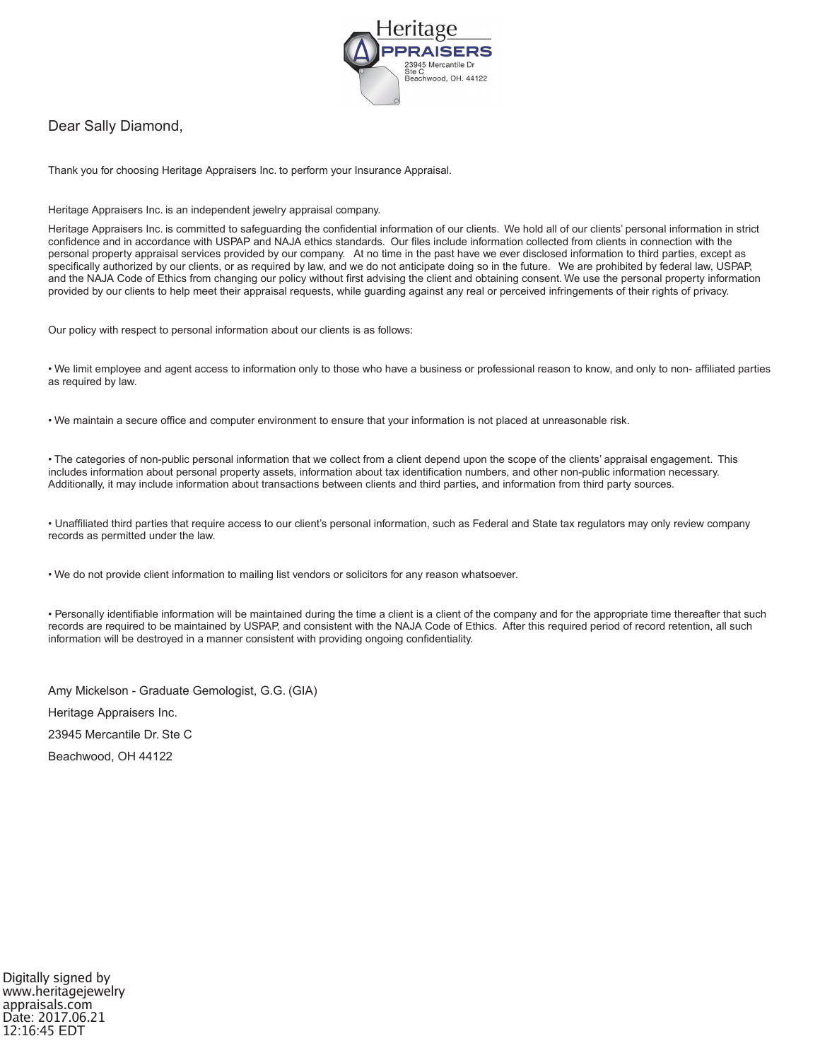Heritage
APPRAISERS
23945 Mercantile Dr
Ste C
Beachwood, OH. 44122

Dear Sally Diamond,

Thank you for choosing Heritage Appraisers Inc. to perform your Insurance Appraisal.

Heritage Appraisers Inc. is an independent jewelry appraisal company.

Heritage Appraisers Inc. is committed to safeguarding the confidential information of our clients. We hold all of our clients' personal information in strict confidence and in accordance with USPAP and NAJA ethics standards. Our files include information collected from clients in connection with the personal property appraisal services provided by our company. At no time in the past have we ever disclosed information to third parties, except as specifically authorized by our clients, or as required by law, and we do not anticipate doing so in the future. We are prohibited by federal law, USPAP, and the NAJA Code of Ethics from changing our policy without first advising the client and obtaining consent. We use the personal property information provided by our clients to help meet their appraisal requests, while guarding against any real or perceived infringements of their rights of privacy.

Our policy with respect to personal information about our clients is as follows:

- We limit employee and agent access to information only to those who have a business or professional reason to know, and only to non- affiliated parties as required by law.

- We maintain a secure office and computer environment to ensure that your information is not placed at unreasonable risk.

- The categories of non-public personal information that we collect from a client depend upon the scope of the clients' appraisal engagement. This includes information about personal property assets, information about tax identification numbers, and other non-public information necessary. Additionally, it may include information about transactions between clients and third parties, and information from third party sources.

- Unaffiliated third parties that require access to our client's personal information, such as Federal and State tax regulators may only review company records as permitted under the law.

- We do not provide client information to mailing list vendors or solicitors for any reason whatsoever.

- Personally identifiable information will be maintained during the time a client is a client of the company and for the appropriate time thereafter that such records are required to be maintained by USPAP, and consistent with the NAJA Code of Ethics. After this required period of record retention, all such information will be destroyed in a manner consistent with providing ongoing confidentiality.

Amy Mickelson - Graduate Gemologist, G.G. (GIA)

Heritage Appraisers Inc.

23945 Mercantile Dr. Ste C

Beachwood, OH 44122

Digitally signed by www.heritagejewelryappraisals.com
Date: 2017.06.21 12:16:45 EDT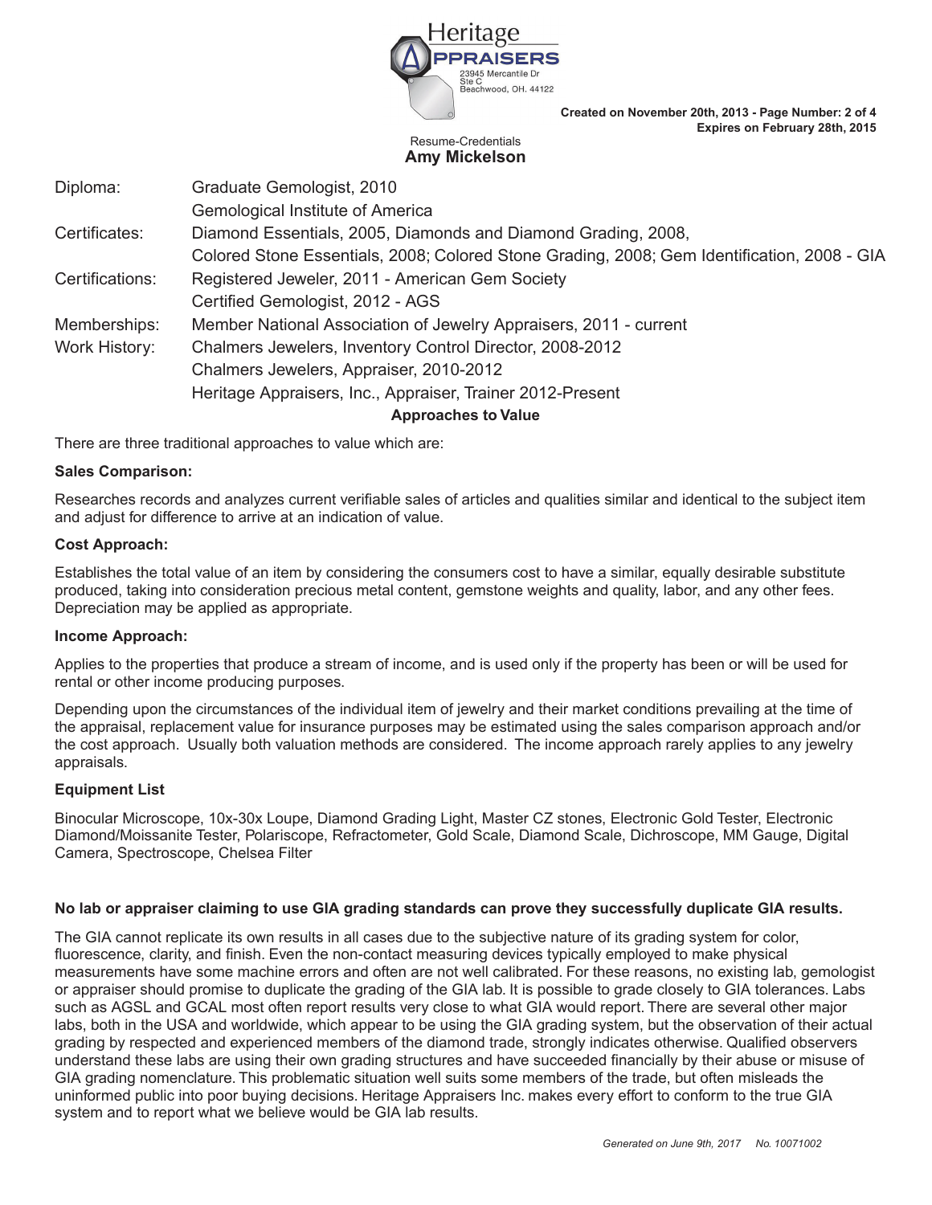Resume-Credentials

## Amy Mickelson

| | |
|---|---|
| Diploma: | Graduate Gemologist, 2010 |
| | Gemological Institute of America |
| Certificates: | Diamond Essentials, 2005, Diamonds and Diamond Grading, 2008, |
| | Colored Stone Essentials, 2008; Colored Stone Grading, 2008; Gem Identification, 2008 - GIA |
| Certifications: | Registered Jeweler, 2011 - American Gem Society |
| | Certified Gemologist, 2012 - AGS |
| Memberships: | Member National Association of Jewelry Appraisers, 2011 - current |
| Work History: | Chalmers Jewelers, Inventory Control Director, 2008-2012 |
| | Chalmers Jewelers, Appraiser, 2010-2012 |
| | Heritage Appraisers, Inc., Appraiser, Trainer 2012-Present |

## Approaches to Value

There are three traditional approaches to value which are:

**Sales Comparison:**

Researches records and analyzes current verifiable sales of articles and qualities similar and identical to the subject item and adjust for difference to arrive at an indication of value.

**Cost Approach:**

Establishes the total value of an item by considering the consumers cost to have a similar, equally desirable substitute produced, taking into consideration precious metal content, gemstone weights and quality, labor, and any other fees. Depreciation may be applied as appropriate.

**Income Approach:**

Applies to the properties that produce a stream of income, and is used only if the property has been or will be used for rental or other income producing purposes.

Depending upon the circumstances of the individual item of jewelry and their market conditions prevailing at the time of the appraisal, replacement value for insurance purposes may be estimated using the sales comparison approach and/or the cost approach. Usually both valuation methods are considered. The income approach rarely applies to any jewelry appraisals.

**Equipment List**

Binocular Microscope, 10x-30x Loupe, Diamond Grading Light, Master CZ stones, Electronic Gold Tester, Electronic Diamond/Moissanite Tester, Polariscope, Refractometer, Gold Scale, Diamond Scale, Dichroscope, MM Gauge, Digital Camera, Spectroscope, Chelsea Filter

**No lab or appraiser claiming to use GIA grading standards can prove they successfully duplicate GIA results.**

The GIA cannot replicate its own results in all cases due to the subjective nature of its grading system for color, fluorescence, clarity, and finish. Even the non-contact measuring devices typically employed to make physical measurements have some machine errors and often are not well calibrated. For these reasons, no existing lab, gemologist or appraiser should promise to duplicate the grading of the GIA lab. It is possible to grade closely to GIA tolerances. Labs such as AGSL and GCAL most often report results very close to what GIA would report. There are several other major labs, both in the USA and worldwide, which appear to be using the GIA grading system, but the observation of their actual grading by respected and experienced members of the diamond trade, strongly indicates otherwise. Qualified observers understand these labs are using their own grading structures and have succeeded financially by their abuse or misuse of GIA grading nomenclature. This problematic situation well suits some members of the trade, but often misleads the uninformed public into poor buying decisions. Heritage Appraisers Inc. makes every effort to conform to the true GIA system and to report what we believe would be GIA lab results.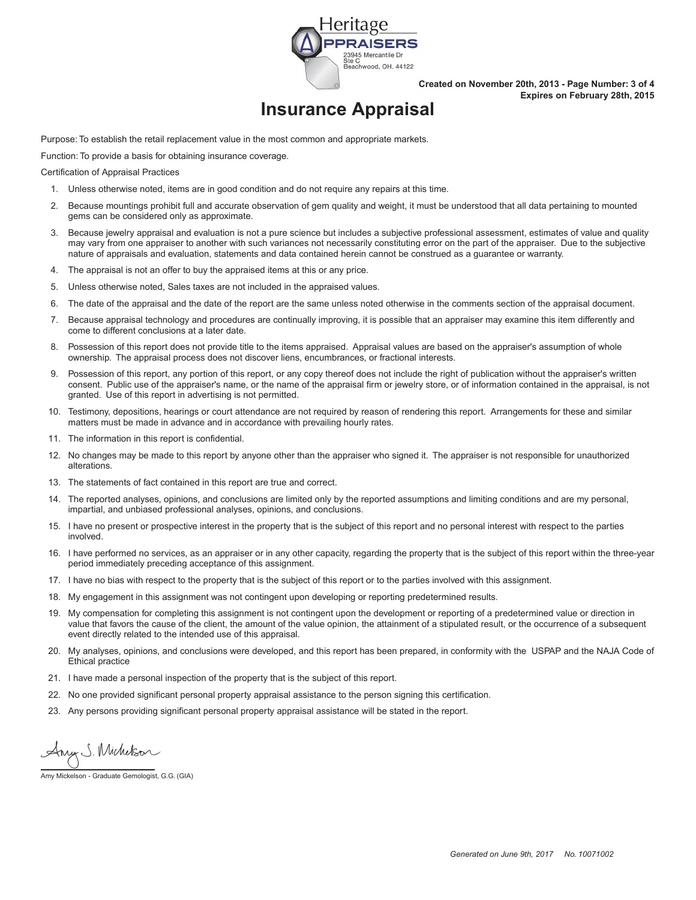Heritage APPRAISERS
23945 Mercantile Dr
Ste C
Beachwood, OH. 44122

**Created on November 20th, 2013**
**Expires on February 28th, 2015**

# Insurance Appraisal

Purpose: To establish the retail replacement value in the most common and appropriate markets.

Function: To provide a basis for obtaining insurance coverage.

Certification of Appraisal Practices

1. Unless otherwise noted, items are in good condition and do not require any repairs at this time.
2. Because mountings prohibit full and accurate observation of gem quality and weight, it must be understood that all data pertaining to mounted gems can be considered only as approximate.
3. Because jewelry appraisal and evaluation is not a pure science but includes a subjective professional assessment, estimates of value and quality may vary from one appraiser to another with such variances not necessarily constituting error on the part of the appraiser. Due to the subjective nature of appraisals and evaluation, statements and data contained herein cannot be construed as a guarantee or warranty.
4. The appraisal is not an offer to buy the appraised items at this or any price.
5. Unless otherwise noted, Sales taxes are not included in the appraised values.
6. The date of the appraisal and the date of the report are the same unless noted otherwise in the comments section of the appraisal document.
7. Because appraisal technology and procedures are continually improving, it is possible that an appraiser may examine this item differently and come to different conclusions at a later date.
8. Possession of this report does not provide title to the items appraised. Appraisal values are based on the appraiser's assumption of whole ownership. The appraisal process does not discover liens, encumbrances, or fractional interests.
9. Possession of this report, any portion of this report, or any copy thereof does not include the right of publication without the appraiser's written consent. Public use of the appraiser's name, or the name of the appraisal firm or jewelry store, or of information contained in the appraisal, is not granted. Use of this report in advertising is not permitted.
10. Testimony, depositions, hearings or court attendance are not required by reason of rendering this report. Arrangements for these and similar matters must be made in advance and in accordance with prevailing hourly rates.
11. The information in this report is confidential.
12. No changes may be made to this report by anyone other than the appraiser who signed it. The appraiser is not responsible for unauthorized alterations.
13. The statements of fact contained in this report are true and correct.
14. The reported analyses, opinions, and conclusions are limited only by the reported assumptions and limiting conditions and are my personal, impartial, and unbiased professional analyses, opinions, and conclusions.
15. I have no present or prospective interest in the property that is the subject of this report and no personal interest with respect to the parties involved.
16. I have performed no services, as an appraiser or in any other capacity, regarding the property that is the subject of this report within the three-year period immediately preceding acceptance of this assignment.
17. I have no bias with respect to the property that is the subject of this report or to the parties involved with this assignment.
18. My engagement in this assignment was not contingent upon developing or reporting predetermined results.
19. My compensation for completing this assignment is not contingent upon the development or reporting of a predetermined value or direction in value that favors the cause of the client, the amount of the value opinion, the attainment of a stipulated result, or the occurrence of a subsequent event directly related to the intended use of this appraisal.
20. My analyses, opinions, and conclusions were developed, and this report has been prepared, in conformity with the USPAP and the NAJA Code of Ethical practice
21. I have made a personal inspection of the property that is the subject of this report.
22. No one provided significant personal property appraisal assistance to the person signing this certification.
23. Any persons providing significant personal property appraisal assistance will be stated in the report.

Amy S. Mickelson

Amy Mickelson - Graduate Gemologist, G.G. (GIA)

*Generated on June 9th, 2017 No. 10071002*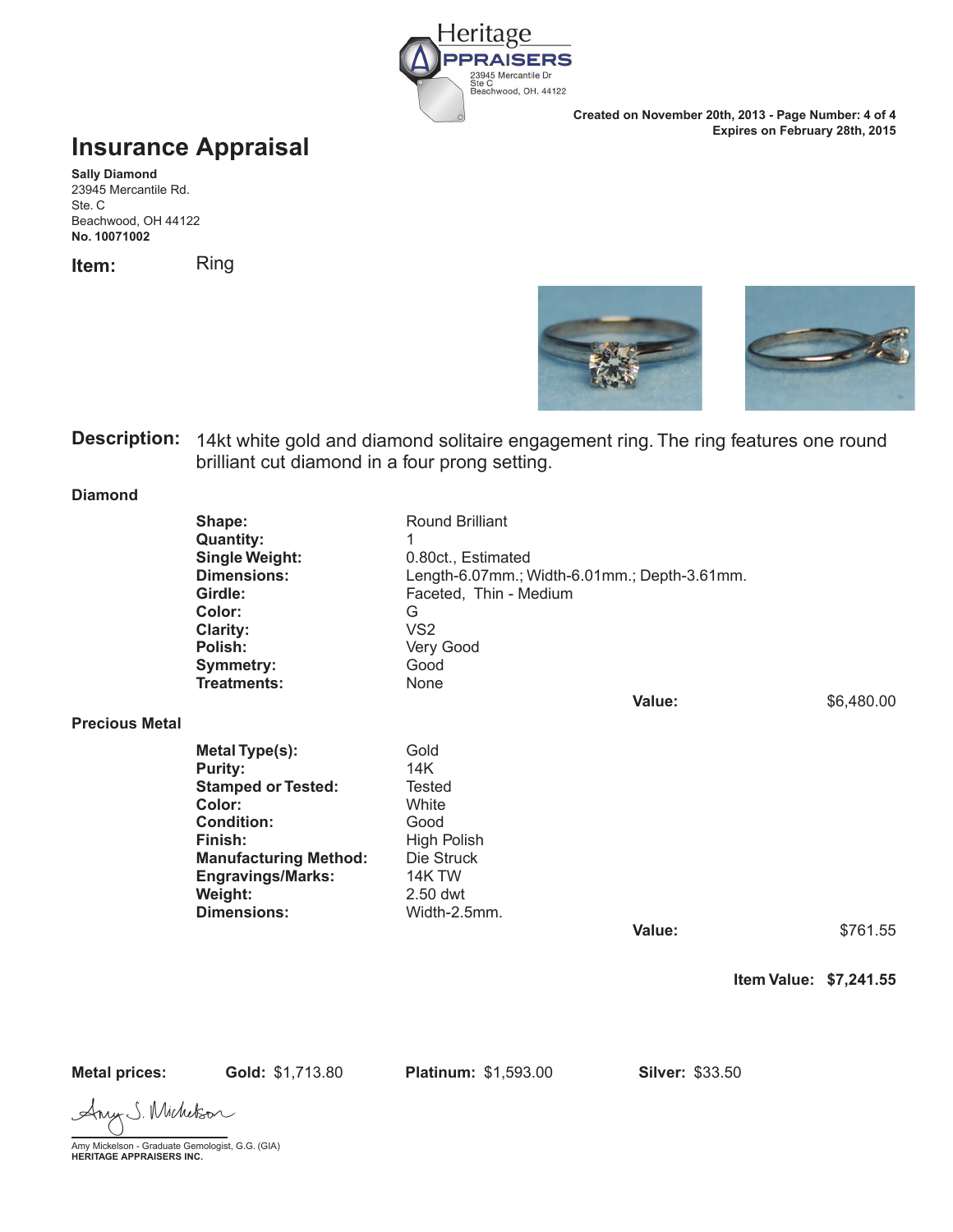Heritage
APPRAISERS
23945 Mercantile Dr
Ste C
Beachwood, OH. 44122

**Created on November 20th, 2013**
**Expires on February 28th, 2015**

# Insurance Appraisal

**Sally Diamond**
23945 Mercantile Rd.
Ste. C
Beachwood, OH 44122
**No. 10071002**

**Item:** Ring

**Description:** 14kt white gold and diamond solitaire engagement ring. The ring features one round brilliant cut diamond in a four prong setting.

### Diamond

| | |
|---|---|
| **Shape:** | Round Brilliant |
| **Quantity:** | 1 |
| **Single Weight:** | 0.80ct., Estimated |
| **Dimensions:** | Length-6.07mm.; Width-6.01mm.; Depth-3.61mm. |
| **Girdle:** | Faceted, Thin - Medium |
| **Color:** | G |
| **Clarity:** | VS2 |
| **Polish:** | Very Good |
| **Symmetry:** | Good |
| **Treatments:** | None |

**Value:** $6,480.00

### Precious Metal

| | |
|---|---|
| **Metal Type(s):** | Gold |
| **Purity:** | 14K |
| **Stamped or Tested:** | Tested |
| **Color:** | White |
| **Condition:** | Good |
| **Finish:** | High Polish |
| **Manufacturing Method:** | Die Struck |
| **Engravings/Marks:** | 14K TW |
| **Weight:** | 2.50 dwt |
| **Dimensions:** | Width-2.5mm. |

**Value:** $761.55

**Item Value: $7,241.55**

**Metal prices:** **Gold:** $1,713.80 **Platinum:** $1,593.00 **Silver:** $33.50

Amy S. Mickelson

Amy Mickelson - Graduate Gemologist, G.G. (GIA)
**HERITAGE APPRAISERS INC.**